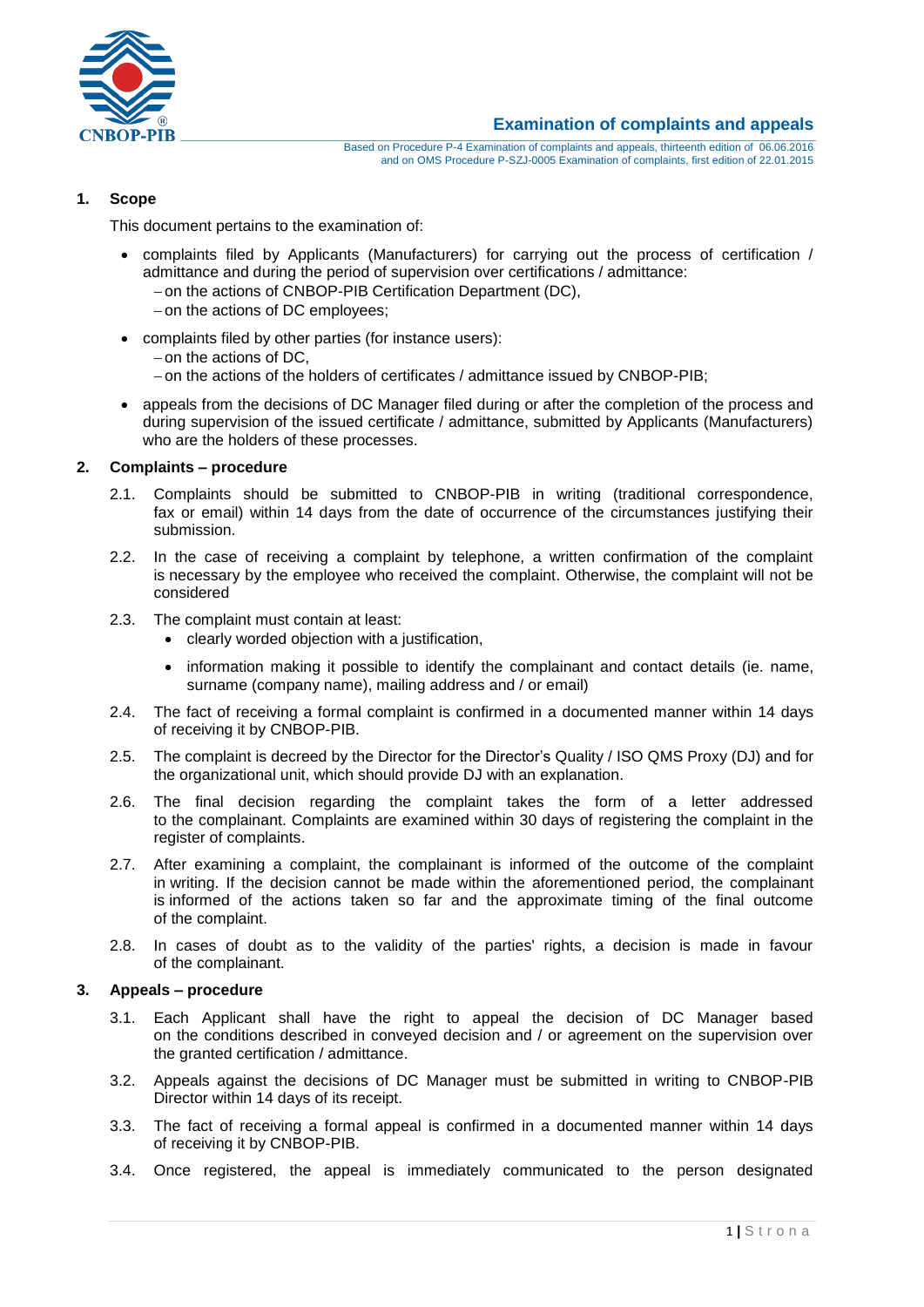# Examination of complaints and appeals

Based on Procedure P-4 Examination of complaints and appeals, thirteenth edition of 06.06.2016
and on OMS Procedure P-SZJ-0005 Examination of complaints, first edition of 22.01.2015

## 1. Scope

This document pertains to the examination of:

- complaints filed by Applicants (Manufacturers) for carrying out the process of certification / admittance and during the period of supervision over certifications / admittance:
  - on the actions of CNBOP-PIB Certification Department (DC),
  - on the actions of DC employees;
- complaints filed by other parties (for instance users):
  - on the actions of DC,
  - on the actions of the holders of certificates / admittance issued by CNBOP-PIB;
- appeals from the decisions of DC Manager filed during or after the completion of the process and during supervision of the issued certificate / admittance, submitted by Applicants (Manufacturers) who are the holders of these processes.

## 2. Complaints – procedure

2.1. Complaints should be submitted to CNBOP-PIB in writing (traditional correspondence, fax or email) within 14 days from the date of occurrence of the circumstances justifying their submission.

2.2. In the case of receiving a complaint by telephone, a written confirmation of the complaint is necessary by the employee who received the complaint. Otherwise, the complaint will not be considered

2.3. The complaint must contain at least:
- clearly worded objection with a justification,
- information making it possible to identify the complainant and contact details (ie. name, surname (company name), mailing address and / or email)

2.4. The fact of receiving a formal complaint is confirmed in a documented manner within 14 days of receiving it by CNBOP-PIB.

2.5. The complaint is decreed by the Director for the Director's Quality / ISO QMS Proxy (DJ) and for the organizational unit, which should provide DJ with an explanation.

2.6. The final decision regarding the complaint takes the form of a letter addressed to the complainant. Complaints are examined within 30 days of registering the complaint in the register of complaints.

2.7. After examining a complaint, the complainant is informed of the outcome of the complaint in writing. If the decision cannot be made within the aforementioned period, the complainant is informed of the actions taken so far and the approximate timing of the final outcome of the complaint.

2.8. In cases of doubt as to the validity of the parties' rights, a decision is made in favour of the complainant.

## 3. Appeals – procedure

3.1. Each Applicant shall have the right to appeal the decision of DC Manager based on the conditions described in conveyed decision and / or agreement on the supervision over the granted certification / admittance.

3.2. Appeals against the decisions of DC Manager must be submitted in writing to CNBOP-PIB Director within 14 days of its receipt.

3.3. The fact of receiving a formal appeal is confirmed in a documented manner within 14 days of receiving it by CNBOP-PIB.

3.4. Once registered, the appeal is immediately communicated to the person designated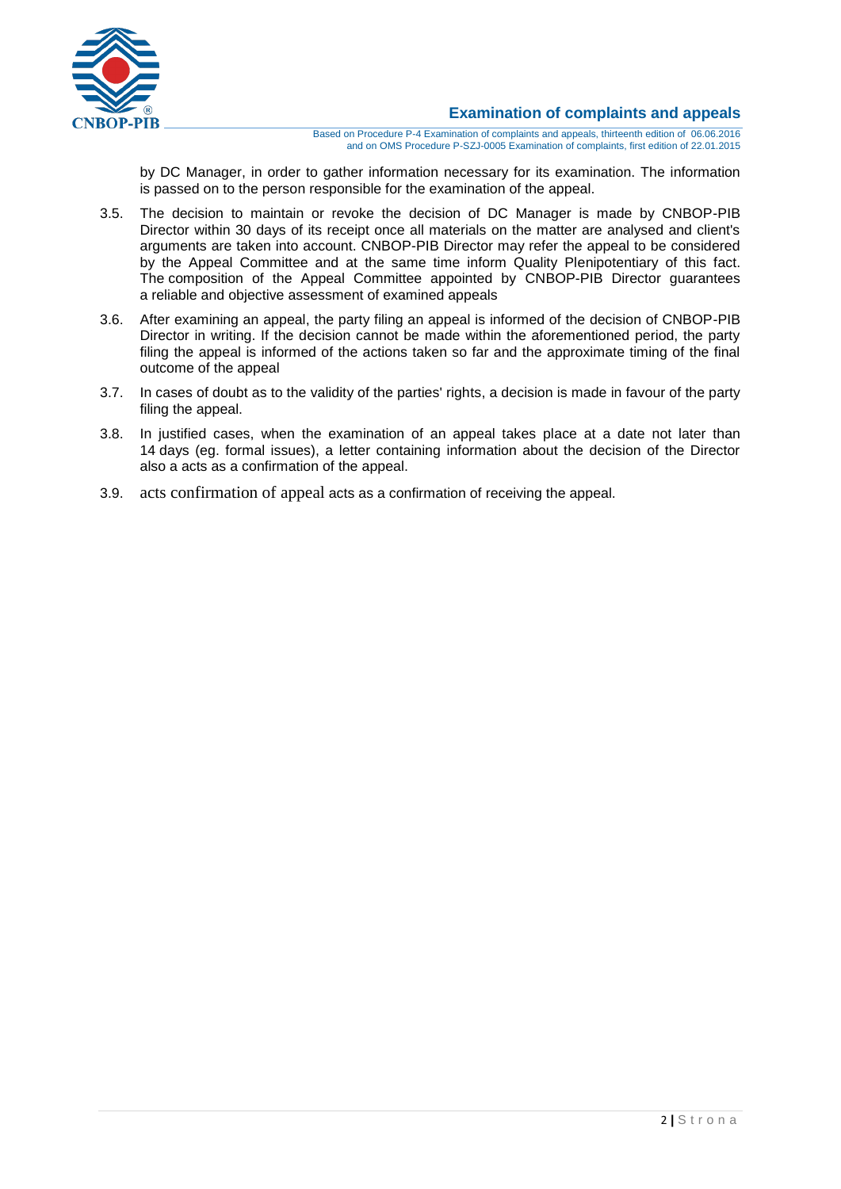by DC Manager, in order to gather information necessary for its examination. The information is passed on to the person responsible for the examination of the appeal.

3.5. The decision to maintain or revoke the decision of DC Manager is made by CNBOP-PIB Director within 30 days of its receipt once all materials on the matter are analysed and client's arguments are taken into account. CNBOP-PIB Director may refer the appeal to be considered by the Appeal Committee and at the same time inform Quality Plenipotentiary of this fact. The composition of the Appeal Committee appointed by CNBOP-PIB Director guarantees a reliable and objective assessment of examined appeals

3.6. After examining an appeal, the party filing an appeal is informed of the decision of CNBOP-PIB Director in writing. If the decision cannot be made within the aforementioned period, the party filing the appeal is informed of the actions taken so far and the approximate timing of the final outcome of the appeal

3.7. In cases of doubt as to the validity of the parties' rights, a decision is made in favour of the party filing the appeal.

3.8. In justified cases, when the examination of an appeal takes place at a date not later than 14 days (eg. formal issues), a letter containing information about the decision of the Director also a acts as a confirmation of the appeal.

3.9. acts confirmation of appeal acts as a confirmation of receiving the appeal.